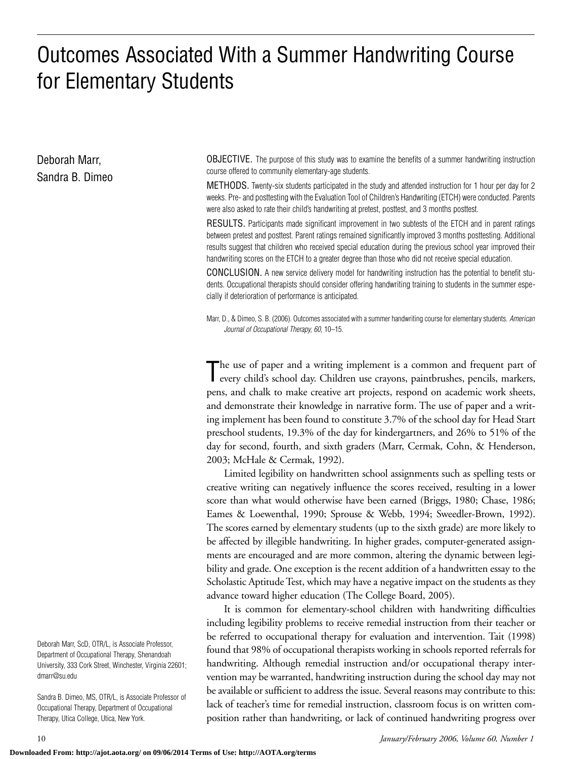# Outcomes Associated With a Summer Handwriting Course for Elementary Students

Deborah Marr, Sandra B. Dimeo

**OBJECTIVE.** The purpose of this study was to examine the benefits of a summer handwriting instruction course offered to community elementary-age students.

**METHODS.** Twenty-six students participated in the study and attended instruction for 1 hour per day for 2 weeks. Pre- and posttesting with the Evaluation Tool of Children's Handwriting (ETCH) were conducted. Parents were also asked to rate their child's handwriting at pretest, posttest, and 3 months posttest.

**RESULTS.** Participants made significant improvement in two subtests of the ETCH and in parent ratings between pretest and posttest. Parent ratings remained significantly improved 3 months posttesting. Additional results suggest that children who received special education during the previous school year improved their handwriting scores on the ETCH to a greater degree than those who did not receive special education.

**CONCLUSION.** A new service delivery model for handwriting instruction has the potential to benefit students. Occupational therapists should consider offering handwriting training to students in the summer especially if deterioration of performance is anticipated.

Marr, D., & Dimeo, S. B. (2006). Outcomes associated with a summer handwriting course for elementary students. *American Journal of Occupational Therapy, 60,* 10–15.

The use of paper and a writing implement is a common and frequent part of every child's school day. Children use crayons, paintbrushes, pencils, markers, pens, and chalk to make creative art projects, respond on academic work sheets, and demonstrate their knowledge in narrative form. The use of paper and a writing implement has been found to constitute 3.7% of the school day for Head Start preschool students, 19.3% of the day for kindergartners, and 26% to 51% of the day for second, fourth, and sixth graders (Marr, Cermak, Cohn, & Henderson, 2003; McHale & Cermak, 1992).

Limited legibility on handwritten school assignments such as spelling tests or creative writing can negatively influence the scores received, resulting in a lower score than what would otherwise have been earned (Briggs, 1980; Chase, 1986; Eames & Loewenthal, 1990; Sprouse & Webb, 1994; Sweedler-Brown, 1992). The scores earned by elementary students (up to the sixth grade) are more likely to be affected by illegible handwriting. In higher grades, computer-generated assignments are encouraged and are more common, altering the dynamic between legibility and grade. One exception is the recent addition of a handwritten essay to the Scholastic Aptitude Test, which may have a negative impact on the students as they advance toward higher education (The College Board, 2005).

It is common for elementary-school children with handwriting difficulties including legibility problems to receive remedial instruction from their teacher or be referred to occupational therapy for evaluation and intervention. Tait (1998) found that 98% of occupational therapists working in schools reported referrals for handwriting. Although remedial instruction and/or occupational therapy intervention may be warranted, handwriting instruction during the school day may not be available or sufficient to address the issue. Several reasons may contribute to this: lack of teacher's time for remedial instruction, classroom focus is on written composition rather than handwriting, or lack of continued handwriting progress over

Deborah Marr, ScD, OTR/L, is Associate Professor, Department of Occupational Therapy, Shenandoah University, 333 Cork Street, Winchester, Virginia 22601; dmarr@su.edu

Sandra B. Dimeo, MS, OTR/L, is Associate Professor of Occupational Therapy, Department of Occupational Therapy, Utica College, Utica, New York.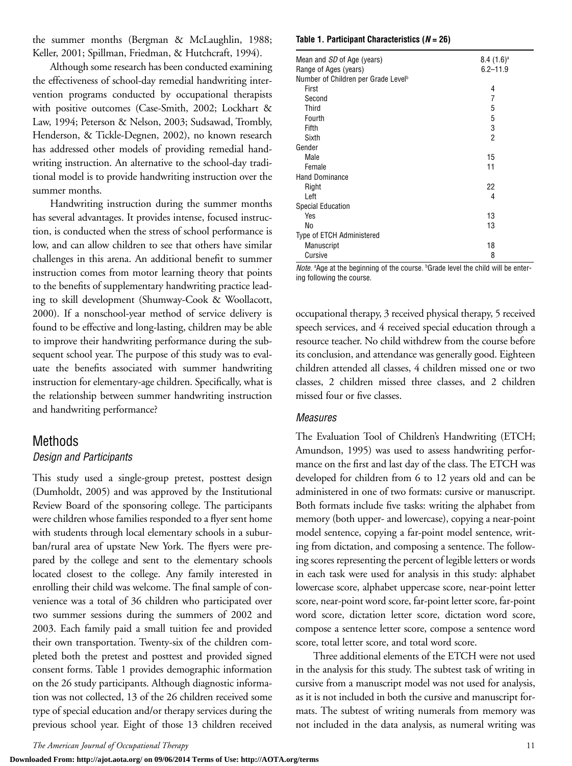the summer months (Bergman & McLaughlin, 1988; Keller, 2001; Spillman, Friedman, & Hutchcraft, 1994).

Although some research has been conducted examining the effectiveness of school-day remedial handwriting intervention programs conducted by occupational therapists with positive outcomes (Case-Smith, 2002; Lockhart & Law, 1994; Peterson & Nelson, 2003; Sudsawad, Trombly, Henderson, & Tickle-Degnen, 2002), no known research has addressed other models of providing remedial handwriting instruction. An alternative to the school-day traditional model is to provide handwriting instruction over the summer months.

Handwriting instruction during the summer months has several advantages. It provides intense, focused instruction, is conducted when the stress of school performance is low, and can allow children to see that others have similar challenges in this arena. An additional benefit to summer instruction comes from motor learning theory that points to the benefits of supplementary handwriting practice leading to skill development (Shumway-Cook & Woollacott, 2000). If a nonschool-year method of service delivery is found to be effective and long-lasting, children may be able to improve their handwriting performance during the subsequent school year. The purpose of this study was to evaluate the benefits associated with summer handwriting instruction for elementary-age children. Specifically, what is the relationship between summer handwriting instruction and handwriting performance?

## Methods

### Design and Participants

This study used a single-group pretest, posttest design (Dumholdt, 2005) and was approved by the Institutional Review Board of the sponsoring college. The participants were children whose families responded to a flyer sent home with students through local elementary schools in a suburban/rural area of upstate New York. The flyers were prepared by the college and sent to the elementary schools located closest to the college. Any family interested in enrolling their child was welcome. The final sample of convenience was a total of 36 children who participated over two summer sessions during the summers of 2002 and 2003. Each family paid a small tuition fee and provided their own transportation. Twenty-six of the children completed both the pretest and posttest and provided signed consent forms. Table 1 provides demographic information on the 26 study participants. Although diagnostic information was not collected, 13 of the 26 children received some type of special education and/or therapy services during the previous school year. Eight of those 13 children received occupational therapy, 3 received physical therapy, 5 received speech services, and 4 received special education through a resource teacher. No child withdrew from the course before its conclusion, and attendance was generally good. Eighteen children attended all classes, 4 children missed one or two classes, 2 children missed three classes, and 2 children missed four or five classes.

**Table 1. Participant Characteristics (*N* = 26)**

| | |
|---|---|
| Mean and *SD* of Age (years) | 8.4 (1.6)[a] |
| Range of Ages (years) | 6.2–11.9 |
| Number of Children per Grade Level[b] | |
| First | 4 |
| Second | 7 |
| Third | 5 |
| Fourth | 5 |
| Fifth | 3 |
| Sixth | 2 |
| Gender | |
| Male | 15 |
| Female | 11 |
| Hand Dominance | |
| Right | 22 |
| Left | 4 |
| Special Education | |
| Yes | 13 |
| No | 13 |
| Type of ETCH Administered | |
| Manuscript | 18 |
| Cursive | 8 |

*Note.* [a]Age at the beginning of the course. [b]Grade level the child will be entering following the course.

### Measures

The Evaluation Tool of Children's Handwriting (ETCH; Amundson, 1995) was used to assess handwriting performance on the first and last day of the class. The ETCH was developed for children from 6 to 12 years old and can be administered in one of two formats: cursive or manuscript. Both formats include five tasks: writing the alphabet from memory (both upper- and lowercase), copying a near-point model sentence, copying a far-point model sentence, writing from dictation, and composing a sentence. The following scores representing the percent of legible letters or words in each task were used for analysis in this study: alphabet lowercase score, alphabet uppercase score, near-point letter score, near-point word score, far-point letter score, far-point word score, dictation letter score, dictation word score, compose a sentence letter score, compose a sentence word score, total letter score, and total word score.

Three additional elements of the ETCH were not used in the analysis for this study. The subtest task of writing in cursive from a manuscript model was not used for analysis, as it is not included in both the cursive and manuscript formats. The subtest of writing numerals from memory was not included in the data analysis, as numeral writing was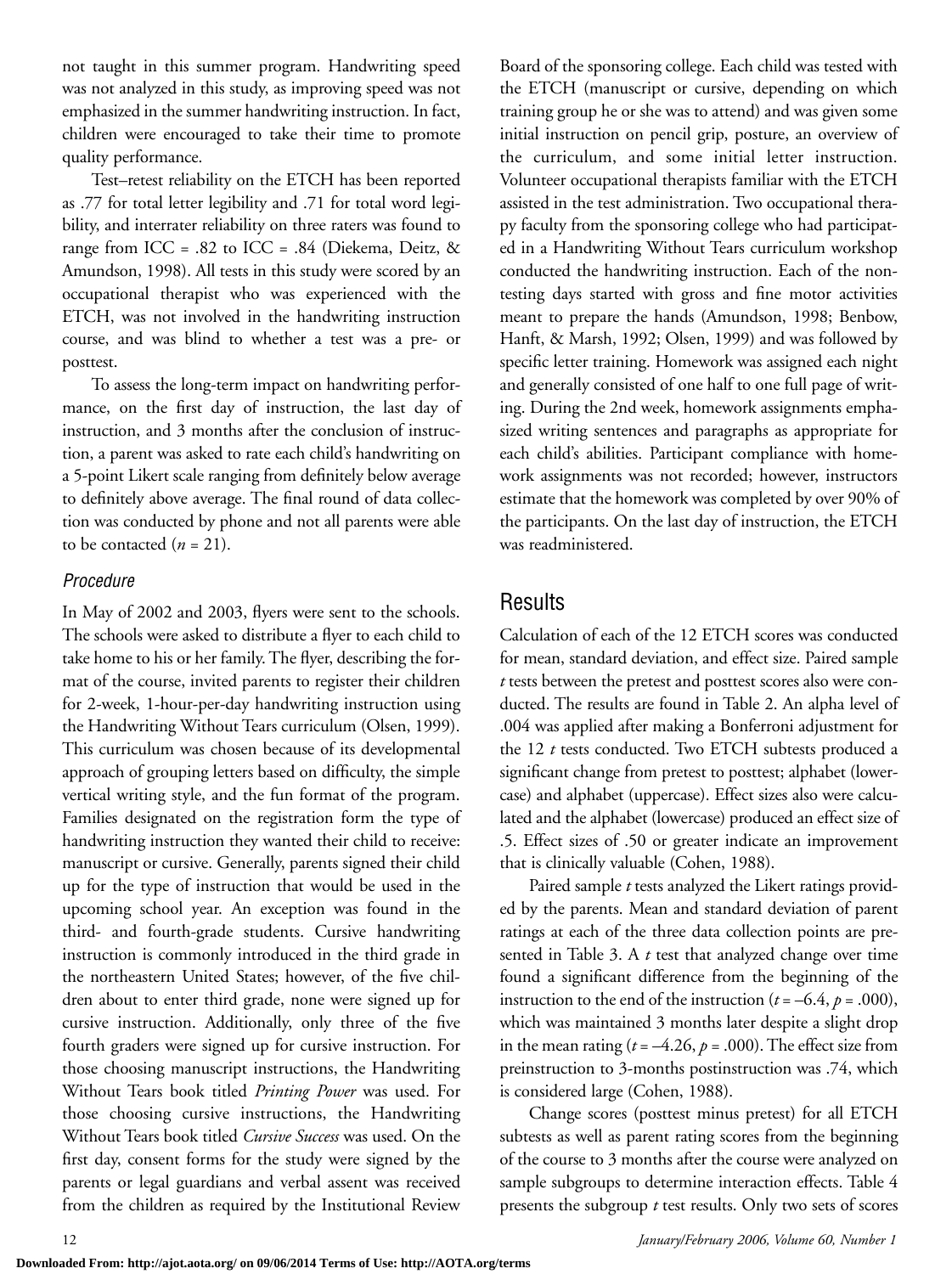not taught in this summer program. Handwriting speed was not analyzed in this study, as improving speed was not emphasized in the summer handwriting instruction. In fact, children were encouraged to take their time to promote quality performance.

Test–retest reliability on the ETCH has been reported as .77 for total letter legibility and .71 for total word legibility, and interrater reliability on three raters was found to range from ICC = .82 to ICC = .84 (Diekema, Deitz, & Amundson, 1998). All tests in this study were scored by an occupational therapist who was experienced with the ETCH, was not involved in the handwriting instruction course, and was blind to whether a test was a pre- or posttest.

To assess the long-term impact on handwriting performance, on the first day of instruction, the last day of instruction, and 3 months after the conclusion of instruction, a parent was asked to rate each child's handwriting on a 5-point Likert scale ranging from definitely below average to definitely above average. The final round of data collection was conducted by phone and not all parents were able to be contacted ($n$ = 21).

### Procedure

In May of 2002 and 2003, flyers were sent to the schools. The schools were asked to distribute a flyer to each child to take home to his or her family. The flyer, describing the format of the course, invited parents to register their children for 2-week, 1-hour-per-day handwriting instruction using the Handwriting Without Tears curriculum (Olsen, 1999). This curriculum was chosen because of its developmental approach of grouping letters based on difficulty, the simple vertical writing style, and the fun format of the program. Families designated on the registration form the type of handwriting instruction they wanted their child to receive: manuscript or cursive. Generally, parents signed their child up for the type of instruction that would be used in the upcoming school year. An exception was found in the third- and fourth-grade students. Cursive handwriting instruction is commonly introduced in the third grade in the northeastern United States; however, of the five children about to enter third grade, none were signed up for cursive instruction. Additionally, only three of the five fourth graders were signed up for cursive instruction. For those choosing manuscript instructions, the Handwriting Without Tears book titled *Printing Power* was used. For those choosing cursive instructions, the Handwriting Without Tears book titled *Cursive Success* was used. On the first day, consent forms for the study were signed by the parents or legal guardians and verbal assent was received from the children as required by the Institutional Review Board of the sponsoring college. Each child was tested with the ETCH (manuscript or cursive, depending on which training group he or she was to attend) and was given some initial instruction on pencil grip, posture, an overview of the curriculum, and some initial letter instruction. Volunteer occupational therapists familiar with the ETCH assisted in the test administration. Two occupational therapy faculty from the sponsoring college who had participated in a Handwriting Without Tears curriculum workshop conducted the handwriting instruction. Each of the non-testing days started with gross and fine motor activities meant to prepare the hands (Amundson, 1998; Benbow, Hanft, & Marsh, 1992; Olsen, 1999) and was followed by specific letter training. Homework was assigned each night and generally consisted of one half to one full page of writing. During the 2nd week, homework assignments emphasized writing sentences and paragraphs as appropriate for each child's abilities. Participant compliance with homework assignments was not recorded; however, instructors estimate that the homework was completed by over 90% of the participants. On the last day of instruction, the ETCH was readministered.

## Results

Calculation of each of the 12 ETCH scores was conducted for mean, standard deviation, and effect size. Paired sample $t$ tests between the pretest and posttest scores also were conducted. The results are found in Table 2. An alpha level of .004 was applied after making a Bonferroni adjustment for the 12 $t$ tests conducted. Two ETCH subtests produced a significant change from pretest to posttest; alphabet (lowercase) and alphabet (uppercase). Effect sizes also were calculated and the alphabet (lowercase) produced an effect size of .5. Effect sizes of .50 or greater indicate an improvement that is clinically valuable (Cohen, 1988).

Paired sample $t$ tests analyzed the Likert ratings provided by the parents. Mean and standard deviation of parent ratings at each of the three data collection points are presented in Table 3. A $t$ test that analyzed change over time found a significant difference from the beginning of the instruction to the end of the instruction ($t$ = –6.4, $p$ = .000), which was maintained 3 months later despite a slight drop in the mean rating ($t$ = –4.26, $p$ = .000). The effect size from preinstruction to 3-months postinstruction was .74, which is considered large (Cohen, 1988).

Change scores (posttest minus pretest) for all ETCH subtests as well as parent rating scores from the beginning of the course to 3 months after the course were analyzed on sample subgroups to determine interaction effects. Table 4 presents the subgroup $t$ test results. Only two sets of scores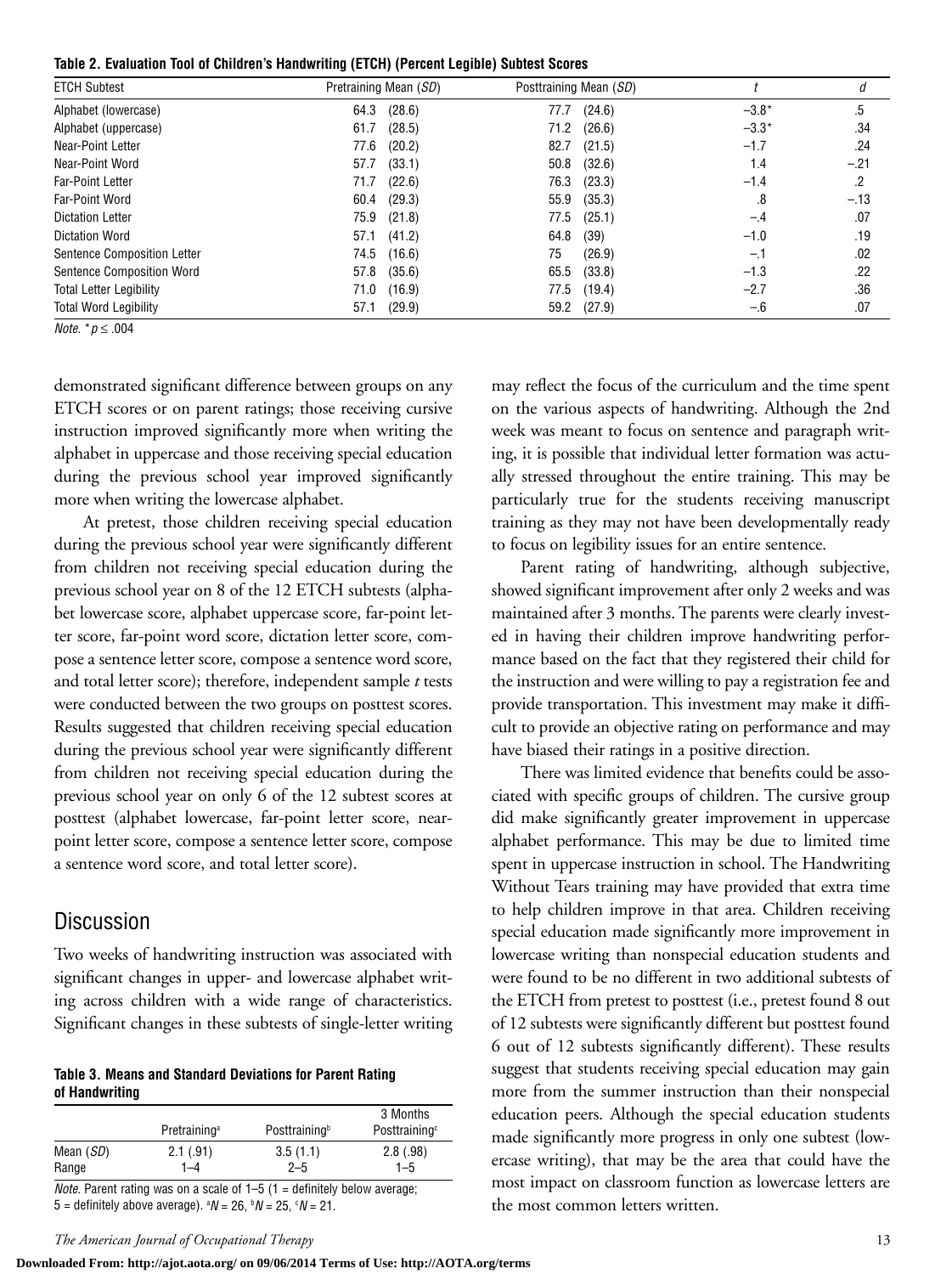**Table 2. Evaluation Tool of Children's Handwriting (ETCH) (Percent Legible) Subtest Scores**

| ETCH Subtest | Pretraining Mean (*SD*) | Posttraining Mean (*SD*) | *t* | *d* |
|---|---|---|---|---|
| Alphabet (lowercase) | 64.3 (28.6) | 77.7 (24.6) | −3.8* | .5 |
| Alphabet (uppercase) | 61.7 (28.5) | 71.2 (26.6) | −3.3* | .34 |
| Near-Point Letter | 77.6 (20.2) | 82.7 (21.5) | −1.7 | .24 |
| Near-Point Word | 57.7 (33.1) | 50.8 (32.6) | 1.4 | −.21 |
| Far-Point Letter | 71.7 (22.6) | 76.3 (23.3) | −1.4 | .2 |
| Far-Point Word | 60.4 (29.3) | 55.9 (35.3) | .8 | −.13 |
| Dictation Letter | 75.9 (21.8) | 77.5 (25.1) | −.4 | .07 |
| Dictation Word | 57.1 (41.2) | 64.8 (39) | −1.0 | .19 |
| Sentence Composition Letter | 74.5 (16.6) | 75 (26.9) | −.1 | .02 |
| Sentence Composition Word | 57.8 (35.6) | 65.5 (33.8) | −1.3 | .22 |
| Total Letter Legibility | 71.0 (16.9) | 77.5 (19.4) | −2.7 | .36 |
| Total Word Legibility | 57.1 (29.9) | 59.2 (27.9) | −.6 | .07 |

*Note.* $^{*}p \leq .004$

demonstrated significant difference between groups on any ETCH scores or on parent ratings; those receiving cursive instruction improved significantly more when writing the alphabet in uppercase and those receiving special education during the previous school year improved significantly more when writing the lowercase alphabet.

At pretest, those children receiving special education during the previous school year were significantly different from children not receiving special education during the previous school year on 8 of the 12 ETCH subtests (alphabet lowercase score, alphabet uppercase score, far-point letter score, far-point word score, dictation letter score, compose a sentence letter score, compose a sentence word score, and total letter score); therefore, independent sample *t* tests were conducted between the two groups on posttest scores. Results suggested that children receiving special education during the previous school year were significantly different from children not receiving special education during the previous school year on only 6 of the 12 subtest scores at posttest (alphabet lowercase, far-point letter score, near-point letter score, compose a sentence letter score, compose a sentence word score, and total letter score).

## Discussion

Two weeks of handwriting instruction was associated with significant changes in upper- and lowercase alphabet writing across children with a wide range of characteristics. Significant changes in these subtests of single-letter writing may reflect the focus of the curriculum and the time spent on the various aspects of handwriting. Although the 2nd week was meant to focus on sentence and paragraph writing, it is possible that individual letter formation was actually stressed throughout the entire training. This may be particularly true for the students receiving manuscript training as they may not have been developmentally ready to focus on legibility issues for an entire sentence.

**Table 3. Means and Standard Deviations for Parent Rating of Handwriting**

| | Pretraining[a] | Posttraining[b] | 3 Months Posttraining[c] |
|---|---|---|---|
| Mean (*SD*) | 2.1 (.91) | 3.5 (1.1) | 2.8 (.98) |
| Range | 1–4 | 2–5 | 1–5 |

*Note.* Parent rating was on a scale of 1–5 (1 = definitely below average; 5 = definitely above average). [a]*N* = 26, [b]*N* = 25, [c]*N* = 21.

Parent rating of handwriting, although subjective, showed significant improvement after only 2 weeks and was maintained after 3 months. The parents were clearly invested in having their children improve handwriting performance based on the fact that they registered their child for the instruction and were willing to pay a registration fee and provide transportation. This investment may make it difficult to provide an objective rating on performance and may have biased their ratings in a positive direction.

There was limited evidence that benefits could be associated with specific groups of children. The cursive group did make significantly greater improvement in uppercase alphabet performance. This may be due to limited time spent in uppercase instruction in school. The Handwriting Without Tears training may have provided that extra time to help children improve in that area. Children receiving special education made significantly more improvement in lowercase writing than nonspecial education students and were found to be no different in two additional subtests of the ETCH from pretest to posttest (i.e., pretest found 8 out of 12 subtests were significantly different but posttest found 6 out of 12 subtests significantly different). These results suggest that students receiving special education may gain more from the summer instruction than their nonspecial education peers. Although the special education students made significantly more progress in only one subtest (lowercase writing), that may be the area that could have the most impact on classroom function as lowercase letters are the most common letters written.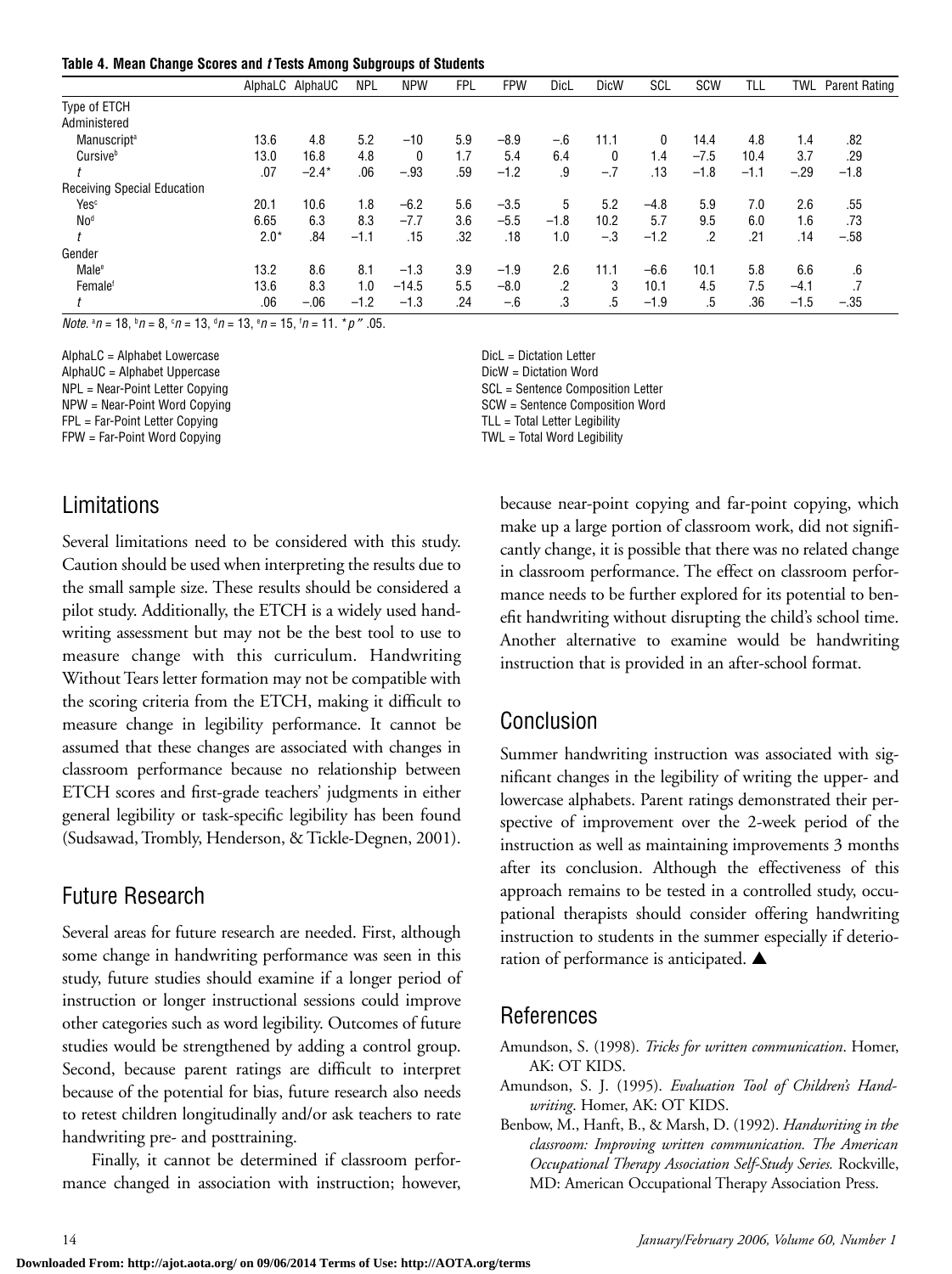**Table 4. Mean Change Scores and *t* Tests Among Subgroups of Students**

| | AlphaLC | AlphaUC | NPL | NPW | FPL | FPW | DicL | DicW | SCL | SCW | TLL | TWL | Parent Rating |
|---|---|---|---|---|---|---|---|---|---|---|---|---|---|
| Type of ETCH Administered | | | | | | | | | | | | | |
| Manuscript[a] | 13.6 | 4.8 | 5.2 | −10 | 5.9 | −8.9 | −.6 | 11.1 | 0 | 14.4 | 4.8 | 1.4 | .82 |
| Cursive[b] | 13.0 | 16.8 | 4.8 | 0 | 1.7 | 5.4 | 6.4 | 0 | 1.4 | −7.5 | 10.4 | 3.7 | .29 |
| *t* | .07 | −2.4* | .06 | −.93 | .59 | −1.2 | .9 | −.7 | .13 | −1.8 | −1.1 | −.29 | −1.8 |
| Receiving Special Education | | | | | | | | | | | | | |
| Yes[c] | 20.1 | 10.6 | 1.8 | −6.2 | 5.6 | −3.5 | 5 | 5.2 | −4.8 | 5.9 | 7.0 | 2.6 | .55 |
| No[d] | 6.65 | 6.3 | 8.3 | −7.7 | 3.6 | −5.5 | −1.8 | 10.2 | 5.7 | 9.5 | 6.0 | 1.6 | .73 |
| *t* | 2.0* | .84 | −1.1 | .15 | .32 | .18 | 1.0 | −.3 | −1.2 | .2 | .21 | .14 | −.58 |
| Gender | | | | | | | | | | | | | |
| Male[e] | 13.2 | 8.6 | 8.1 | −1.3 | 3.9 | −1.9 | 2.6 | 11.1 | −6.6 | 10.1 | 5.8 | 6.6 | .6 |
| Female[f] | 13.6 | 8.3 | 1.0 | −14.5 | 5.5 | −8.0 | .2 | 3 | 10.1 | 4.5 | 7.5 | −4.1 | .7 |
| *t* | .06 | −.06 | −1.2 | −1.3 | .24 | −.6 | .3 | .5 | −1.9 | .5 | .36 | −1.5 | −.35 |

*Note.* [a]$n = 18$, [b]$n = 8$, [c]$n = 13$, [d]$n = 13$, [e]$n = 15$, [f]$n = 11$. *$p$ ″ .05.

AlphaLC = Alphabet Lowercase
AlphaUC = Alphabet Uppercase
NPL = Near-Point Letter Copying
NPW = Near-Point Word Copying
FPL = Far-Point Letter Copying
FPW = Far-Point Word Copying
DicL = Dictation Letter
DicW = Dictation Word
SCL = Sentence Composition Letter
SCW = Sentence Composition Word
TLL = Total Letter Legibility
TWL = Total Word Legibility

## Limitations

Several limitations need to be considered with this study. Caution should be used when interpreting the results due to the small sample size. These results should be considered a pilot study. Additionally, the ETCH is a widely used handwriting assessment but may not be the best tool to use to measure change with this curriculum. Handwriting Without Tears letter formation may not be compatible with the scoring criteria from the ETCH, making it difficult to measure change in legibility performance. It cannot be assumed that these changes are associated with changes in classroom performance because no relationship between ETCH scores and first-grade teachers' judgments in either general legibility or task-specific legibility has been found (Sudsawad, Trombly, Henderson, & Tickle-Degnen, 2001).

## Future Research

Several areas for future research are needed. First, although some change in handwriting performance was seen in this study, future studies should examine if a longer period of instruction or longer instructional sessions could improve other categories such as word legibility. Outcomes of future studies would be strengthened by adding a control group. Second, because parent ratings are difficult to interpret because of the potential for bias, future research also needs to retest children longitudinally and/or ask teachers to rate handwriting pre- and posttraining.

Finally, it cannot be determined if classroom performance changed in association with instruction; however, because near-point copying and far-point copying, which make up a large portion of classroom work, did not significantly change, it is possible that there was no related change in classroom performance. The effect on classroom performance needs to be further explored for its potential to benefit handwriting without disrupting the child's school time. Another alternative to examine would be handwriting instruction that is provided in an after-school format.

## Conclusion

Summer handwriting instruction was associated with significant changes in the legibility of writing the upper- and lowercase alphabets. Parent ratings demonstrated their perspective of improvement over the 2-week period of the instruction as well as maintaining improvements 3 months after its conclusion. Although the effectiveness of this approach remains to be tested in a controlled study, occupational therapists should consider offering handwriting instruction to students in the summer especially if deterioration of performance is anticipated. ▲

## References

Amundson, S. (1998). *Tricks for written communication*. Homer, AK: OT KIDS.

Amundson, S. J. (1995). *Evaluation Tool of Children's Handwriting*. Homer, AK: OT KIDS.

Benbow, M., Hanft, B., & Marsh, D. (1992). *Handwriting in the classroom: Improving written communication. The American Occupational Therapy Association Self-Study Series.* Rockville, MD: American Occupational Therapy Association Press.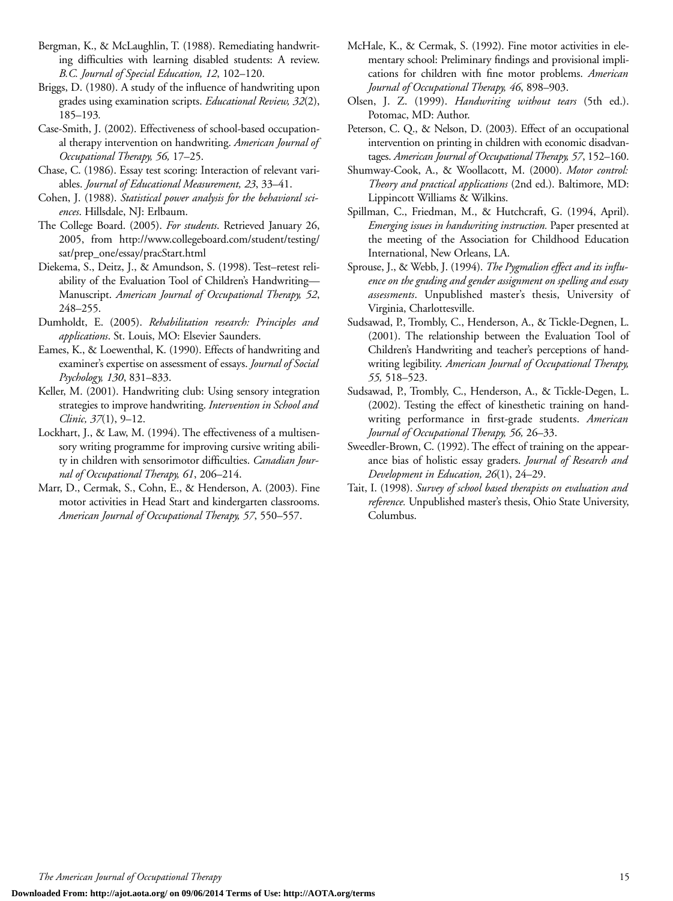Bergman, K., & McLaughlin, T. (1988). Remediating handwriting difficulties with learning disabled students: A review. *B.C. Journal of Special Education, 12*, 102–120.

Briggs, D. (1980). A study of the influence of handwriting upon grades using examination scripts. *Educational Review, 32*(2), 185–193.

Case-Smith, J. (2002). Effectiveness of school-based occupational therapy intervention on handwriting. *American Journal of Occupational Therapy, 56,* 17–25.

Chase, C. (1986). Essay test scoring: Interaction of relevant variables. *Journal of Educational Measurement, 23*, 33–41.

Cohen, J. (1988). *Statistical power analysis for the behavioral sciences*. Hillsdale, NJ: Erlbaum.

The College Board. (2005). *For students*. Retrieved January 26, 2005, from http://www.collegeboard.com/student/testing/sat/prep_one/essay/pracStart.html

Diekema, S., Deitz, J., & Amundson, S. (1998). Test–retest reliability of the Evaluation Tool of Children's Handwriting—Manuscript. *American Journal of Occupational Therapy, 52*, 248–255.

Dumholdt, E. (2005). *Rehabilitation research: Principles and applications*. St. Louis, MO: Elsevier Saunders.

Eames, K., & Loewenthal, K. (1990). Effects of handwriting and examiner's expertise on assessment of essays. *Journal of Social Psychology, 130*, 831–833.

Keller, M. (2001). Handwriting club: Using sensory integration strategies to improve handwriting. *Intervention in School and Clinic, 37*(1), 9–12.

Lockhart, J., & Law, M. (1994). The effectiveness of a multisensory writing programme for improving cursive writing ability in children with sensorimotor difficulties. *Canadian Journal of Occupational Therapy, 61*, 206–214.

Marr, D., Cermak, S., Cohn, E., & Henderson, A. (2003). Fine motor activities in Head Start and kindergarten classrooms. *American Journal of Occupational Therapy, 57*, 550–557.

McHale, K., & Cermak, S. (1992). Fine motor activities in elementary school: Preliminary findings and provisional implications for children with fine motor problems. *American Journal of Occupational Therapy, 46*, 898–903.

Olsen, J. Z. (1999). *Handwriting without tears* (5th ed.). Potomac, MD: Author.

Peterson, C. Q., & Nelson, D. (2003). Effect of an occupational intervention on printing in children with economic disadvantages. *American Journal of Occupational Therapy, 57*, 152–160.

Shumway-Cook, A., & Woollacott, M. (2000). *Motor control: Theory and practical applications* (2nd ed.). Baltimore, MD: Lippincott Williams & Wilkins.

Spillman, C., Friedman, M., & Hutchcraft, G. (1994, April). *Emerging issues in handwriting instruction.* Paper presented at the meeting of the Association for Childhood Education International, New Orleans, LA.

Sprouse, J., & Webb, J. (1994). *The Pygmalion effect and its influence on the grading and gender assignment on spelling and essay assessments*. Unpublished master's thesis, University of Virginia, Charlottesville.

Sudsawad, P., Trombly, C., Henderson, A., & Tickle-Degnen, L. (2001). The relationship between the Evaluation Tool of Children's Handwriting and teacher's perceptions of handwriting legibility. *American Journal of Occupational Therapy, 55,* 518–523.

Sudsawad, P., Trombly, C., Henderson, A., & Tickle-Degen, L. (2002). Testing the effect of kinesthetic training on handwriting performance in first-grade students. *American Journal of Occupational Therapy, 56,* 26–33.

Sweedler-Brown, C. (1992). The effect of training on the appearance bias of holistic essay graders. *Journal of Research and Development in Education, 26*(1), 24–29.

Tait, I. (1998). *Survey of school based therapists on evaluation and reference.* Unpublished master's thesis, Ohio State University, Columbus.